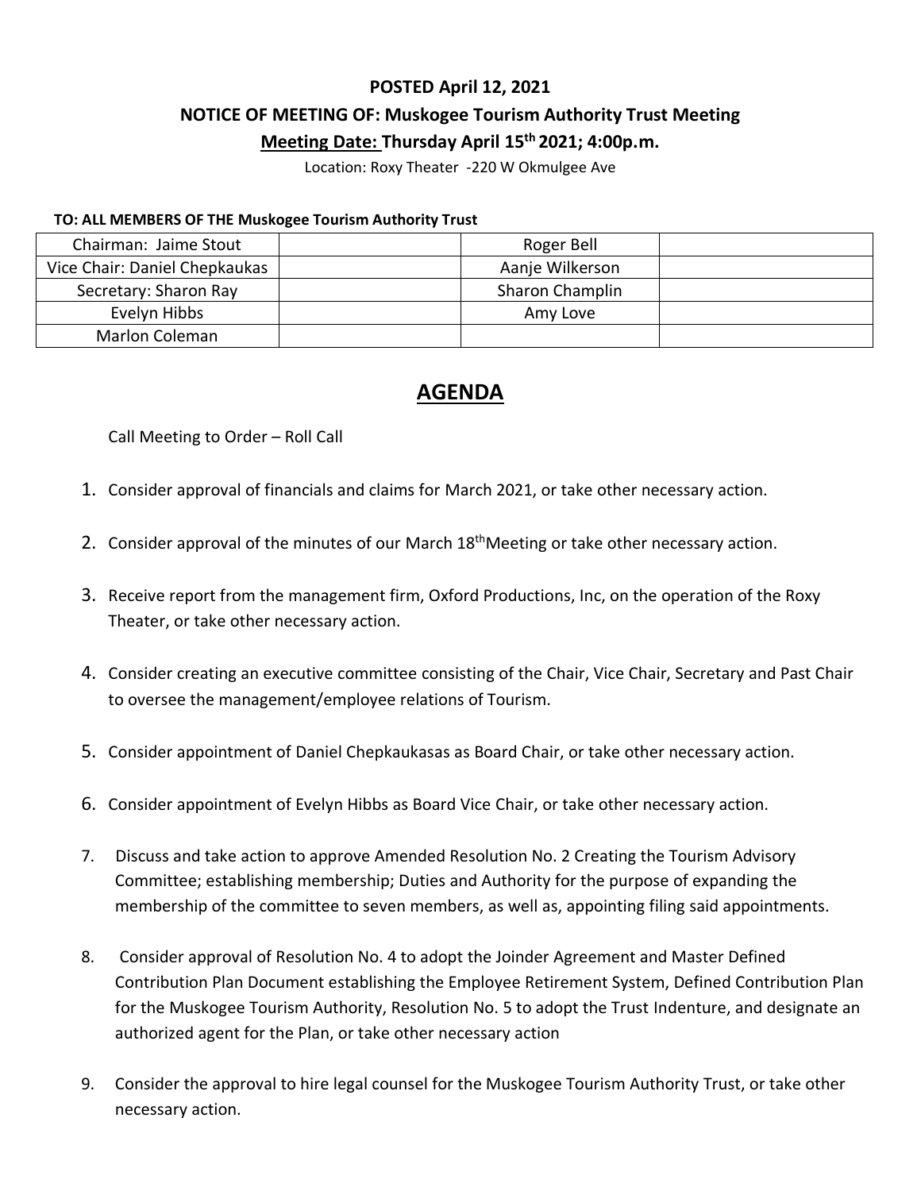**POSTED April 12, 2021**

**NOTICE OF MEETING OF: Muskogee Tourism Authority Trust Meeting**

**<u>Meeting Date:</u> Thursday April 15th 2021; 4:00p.m.**

Location: Roxy Theater -220 W Okmulgee Ave

**TO: ALL MEMBERS OF THE Muskogee Tourism Authority Trust**

| Chairman: Jaime Stout | | Roger Bell | |
|---|---|---|---|
| Vice Chair: Daniel Chepkaukas | | Aanje Wilkerson | |
| Secretary: Sharon Ray | | Sharon Champlin | |
| Evelyn Hibbs | | Amy Love | |
| Marlon Coleman | | | |

# AGENDA

Call Meeting to Order – Roll Call

1. Consider approval of financials and claims for March 2021, or take other necessary action.
2. Consider approval of the minutes of our March 18thMeeting or take other necessary action.
3. Receive report from the management firm, Oxford Productions, Inc, on the operation of the Roxy Theater, or take other necessary action.
4. Consider creating an executive committee consisting of the Chair, Vice Chair, Secretary and Past Chair to oversee the management/employee relations of Tourism.
5. Consider appointment of Daniel Chepkaukasas as Board Chair, or take other necessary action.
6. Consider appointment of Evelyn Hibbs as Board Vice Chair, or take other necessary action.
7. Discuss and take action to approve Amended Resolution No. 2 Creating the Tourism Advisory Committee; establishing membership; Duties and Authority for the purpose of expanding the membership of the committee to seven members, as well as, appointing filing said appointments.
8. Consider approval of Resolution No. 4 to adopt the Joinder Agreement and Master Defined Contribution Plan Document establishing the Employee Retirement System, Defined Contribution Plan for the Muskogee Tourism Authority, Resolution No. 5 to adopt the Trust Indenture, and designate an authorized agent for the Plan, or take other necessary action
9. Consider the approval to hire legal counsel for the Muskogee Tourism Authority Trust, or take other necessary action.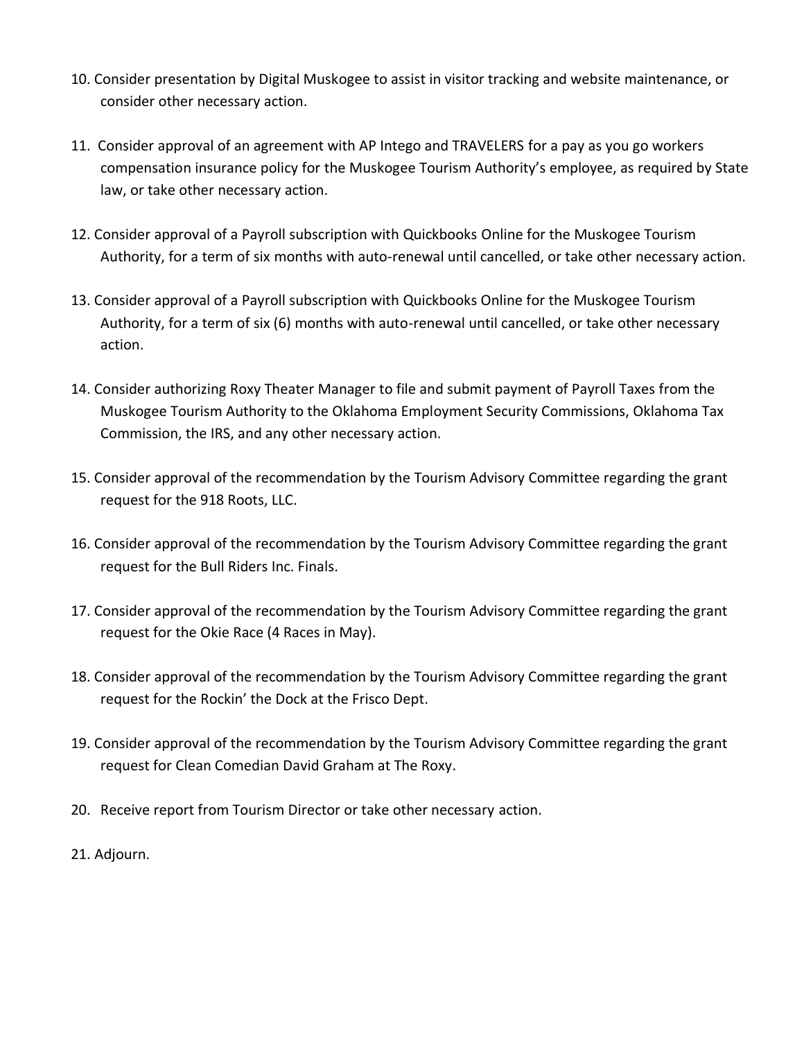10. Consider presentation by Digital Muskogee to assist in visitor tracking and website maintenance, or consider other necessary action.

11. Consider approval of an agreement with AP Intego and TRAVELERS for a pay as you go workers compensation insurance policy for the Muskogee Tourism Authority's employee, as required by State law, or take other necessary action.

12. Consider approval of a Payroll subscription with Quickbooks Online for the Muskogee Tourism Authority, for a term of six months with auto-renewal until cancelled, or take other necessary action.

13. Consider approval of a Payroll subscription with Quickbooks Online for the Muskogee Tourism Authority, for a term of six (6) months with auto-renewal until cancelled, or take other necessary action.

14. Consider authorizing Roxy Theater Manager to file and submit payment of Payroll Taxes from the Muskogee Tourism Authority to the Oklahoma Employment Security Commissions, Oklahoma Tax Commission, the IRS, and any other necessary action.

15. Consider approval of the recommendation by the Tourism Advisory Committee regarding the grant request for the 918 Roots, LLC.

16. Consider approval of the recommendation by the Tourism Advisory Committee regarding the grant request for the Bull Riders Inc. Finals.

17. Consider approval of the recommendation by the Tourism Advisory Committee regarding the grant request for the Okie Race (4 Races in May).

18. Consider approval of the recommendation by the Tourism Advisory Committee regarding the grant request for the Rockin' the Dock at the Frisco Dept.

19. Consider approval of the recommendation by the Tourism Advisory Committee regarding the grant request for Clean Comedian David Graham at The Roxy.

20. Receive report from Tourism Director or take other necessary action.

21. Adjourn.